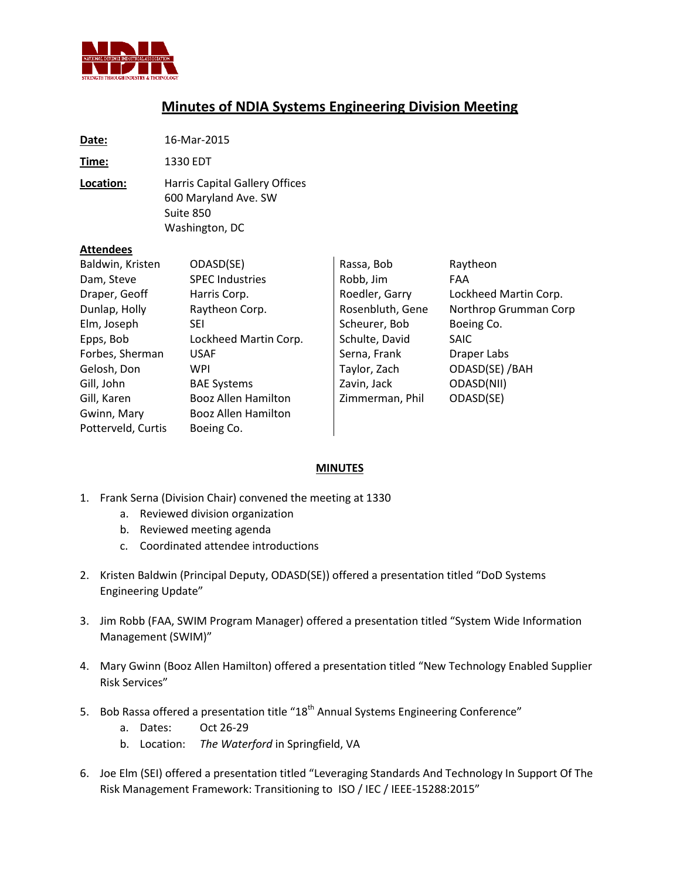# Minutes of NDIA Systems Engineering Division Meeting

**Date:** 16-Mar-2015

**Time:** 1330 EDT

**Location:** Harris Capital Gallery Offices
600 Maryland Ave. SW
Suite 850
Washington, DC

**Attendees**

| Name | Organization | Name | Organization |
|---|---|---|---|
| Baldwin, Kristen | ODASD(SE) | Rassa, Bob | Raytheon |
| Dam, Steve | SPEC Industries | Robb, Jim | FAA |
| Draper, Geoff | Harris Corp. | Roedler, Garry | Lockheed Martin Corp. |
| Dunlap, Holly | Raytheon Corp. | Rosenbluth, Gene | Northrop Grumman Corp |
| Elm, Joseph | SEI | Scheurer, Bob | Boeing Co. |
| Epps, Bob | Lockheed Martin Corp. | Schulte, David | SAIC |
| Forbes, Sherman | USAF | Serna, Frank | Draper Labs |
| Gelosh, Don | WPI | Taylor, Zach | ODASD(SE) /BAH |
| Gill, John | BAE Systems | Zavin, Jack | ODASD(NII) |
| Gill, Karen | Booz Allen Hamilton | Zimmerman, Phil | ODASD(SE) |
| Gwinn, Mary | Booz Allen Hamilton | | |
| Potterveld, Curtis | Boeing Co. | | |

## MINUTES

1. Frank Serna (Division Chair) convened the meeting at 1330
    a. Reviewed division organization
    b. Reviewed meeting agenda
    c. Coordinated attendee introductions
2. Kristen Baldwin (Principal Deputy, ODASD(SE)) offered a presentation titled “DoD Systems Engineering Update”
3. Jim Robb (FAA, SWIM Program Manager) offered a presentation titled “System Wide Information Management (SWIM)”
4. Mary Gwinn (Booz Allen Hamilton) offered a presentation titled “New Technology Enabled Supplier Risk Services”
5. Bob Rassa offered a presentation title “18th Annual Systems Engineering Conference”
    a. Dates: Oct 26-29
    b. Location: *The Waterford* in Springfield, VA
6. Joe Elm (SEI) offered a presentation titled “Leveraging Standards And Technology In Support Of The Risk Management Framework: Transitioning to ISO / IEC / IEEE-15288:2015”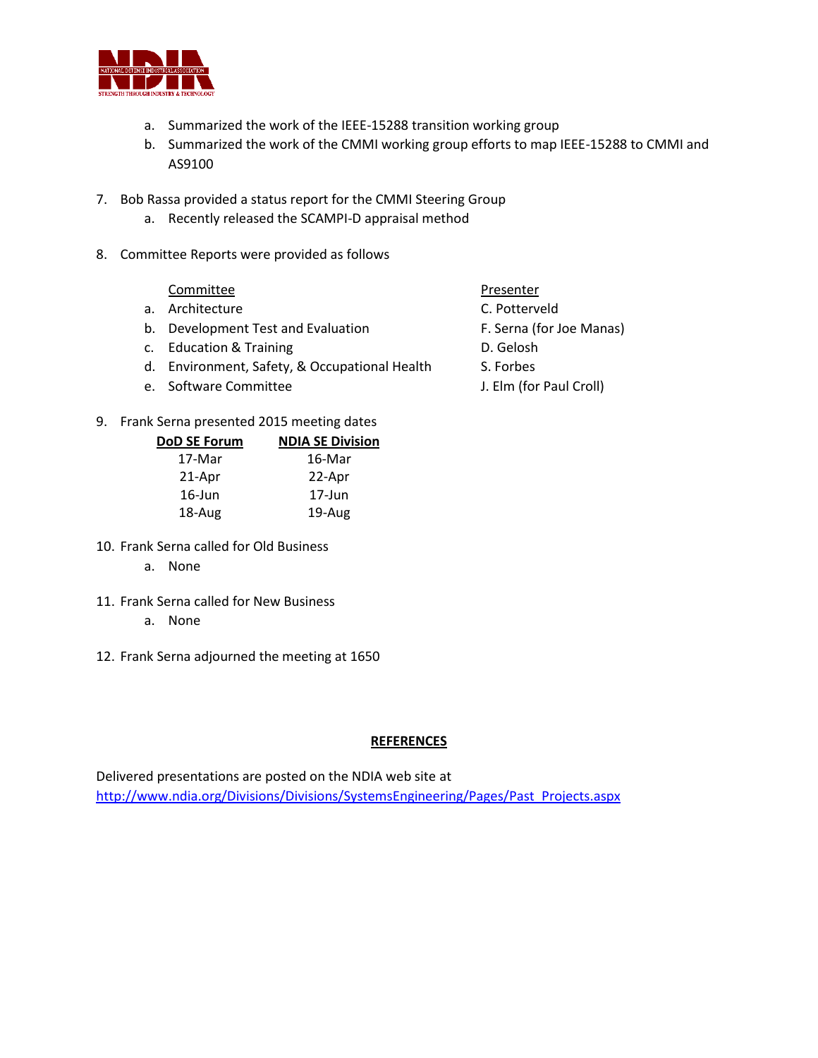a. Summarized the work of the IEEE-15288 transition working group
   b. Summarized the work of the CMMI working group efforts to map IEEE-15288 to CMMI and AS9100

7. Bob Rassa provided a status report for the CMMI Steering Group
   a. Recently released the SCAMPI-D appraisal method

8. Committee Reports were provided as follows

| | Committee | Presenter |
|---|---|---|
| a. | Architecture | C. Potterveld |
| b. | Development Test and Evaluation | F. Serna (for Joe Manas) |
| c. | Education & Training | D. Gelosh |
| d. | Environment, Safety, & Occupational Health | S. Forbes |
| e. | Software Committee | J. Elm (for Paul Croll) |

9. Frank Serna presented 2015 meeting dates

| DoD SE Forum | NDIA SE Division |
|---|---|
| 17-Mar | 16-Mar |
| 21-Apr | 22-Apr |
| 16-Jun | 17-Jun |
| 18-Aug | 19-Aug |

10. Frank Serna called for Old Business
    a. None

11. Frank Serna called for New Business
    a. None

12. Frank Serna adjourned the meeting at 1650

## REFERENCES

Delivered presentations are posted on the NDIA web site at
http://www.ndia.org/Divisions/Divisions/SystemsEngineering/Pages/Past_Projects.aspx